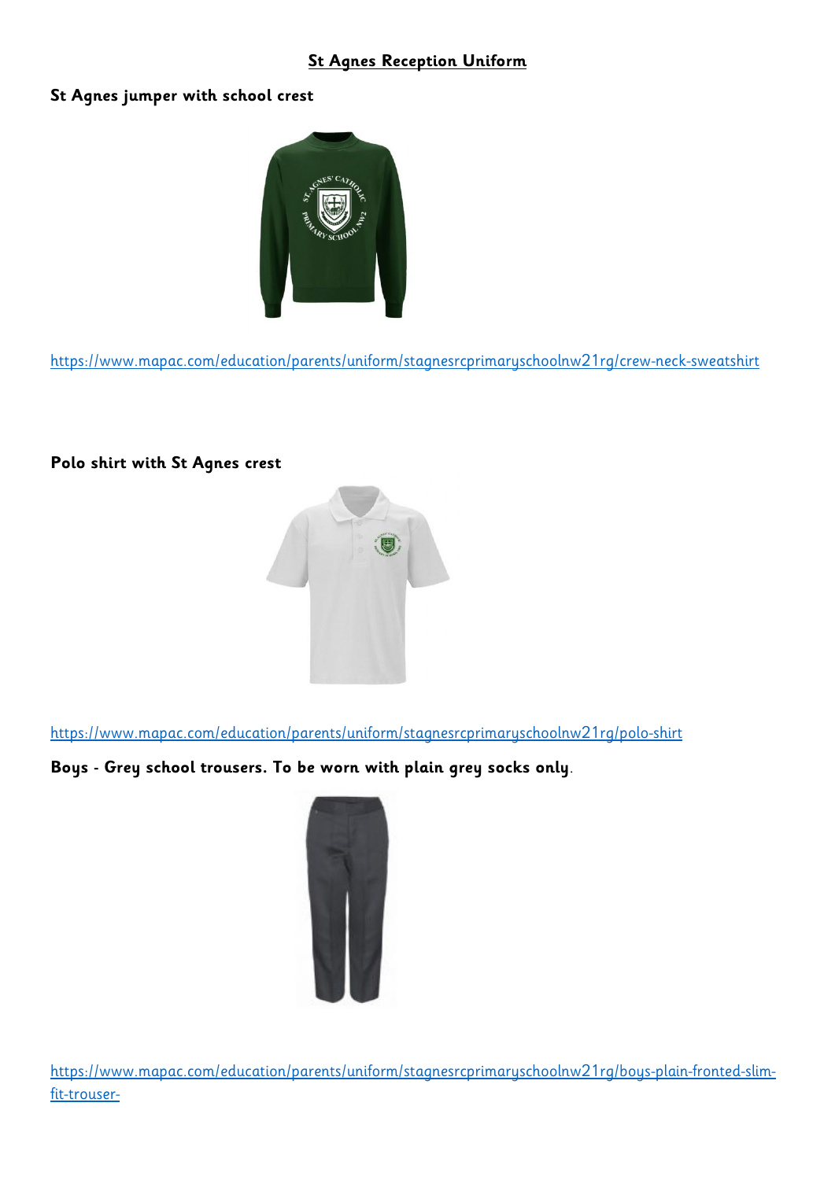# St Agnes Reception Uniform

**St Agnes jumper with school crest**

https://www.mapac.com/education/parents/uniform/stagnesrcprimaryschoolnw21rg/crew-neck-sweatshirt

**Polo shirt with St Agnes crest**

https://www.mapac.com/education/parents/uniform/stagnesrcprimaryschoolnw21rg/polo-shirt

**Boys - Grey school trousers. To be worn with plain grey socks only**.

https://www.mapac.com/education/parents/uniform/stagnesrcprimaryschoolnw21rg/boys-plain-fronted-slim-fit-trouser-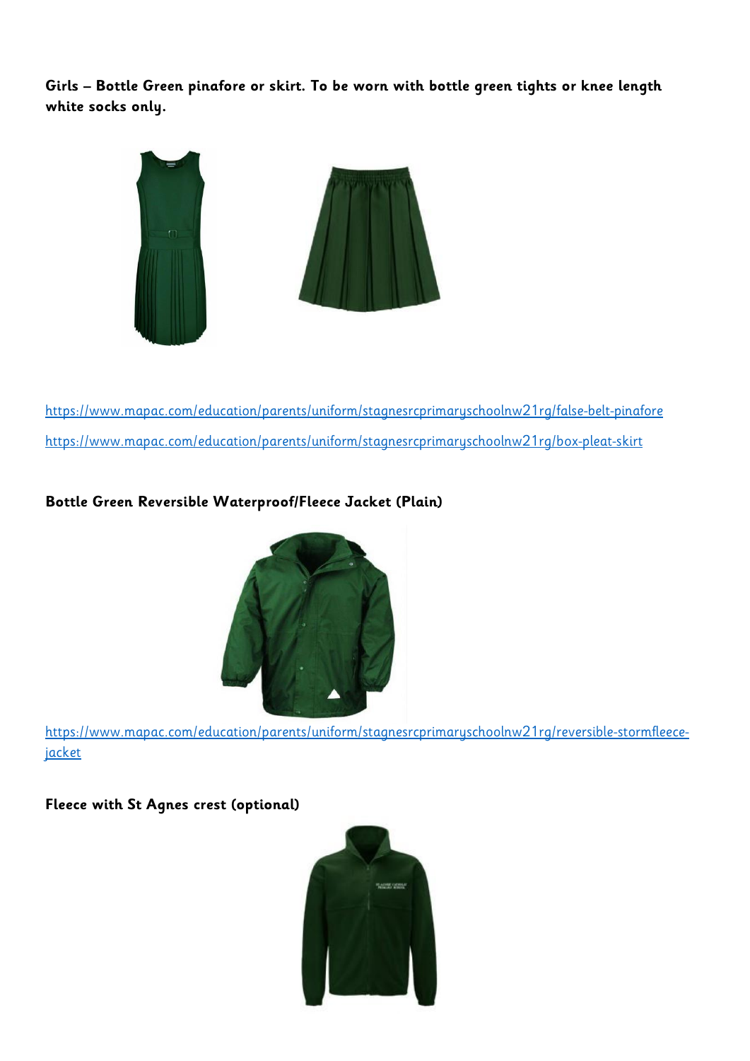**Girls – Bottle Green pinafore or skirt. To be worn with bottle green tights or knee length white socks only.**

https://www.mapac.com/education/parents/uniform/stagnesrcprimaryschoolnw21rg/false-belt-pinafore

https://www.mapac.com/education/parents/uniform/stagnesrcprimaryschoolnw21rg/box-pleat-skirt

**Bottle Green Reversible Waterproof/Fleece Jacket (Plain)**

https://www.mapac.com/education/parents/uniform/stagnesrcprimaryschoolnw21rg/reversible-stormfleece-jacket

**Fleece with St Agnes crest (optional)**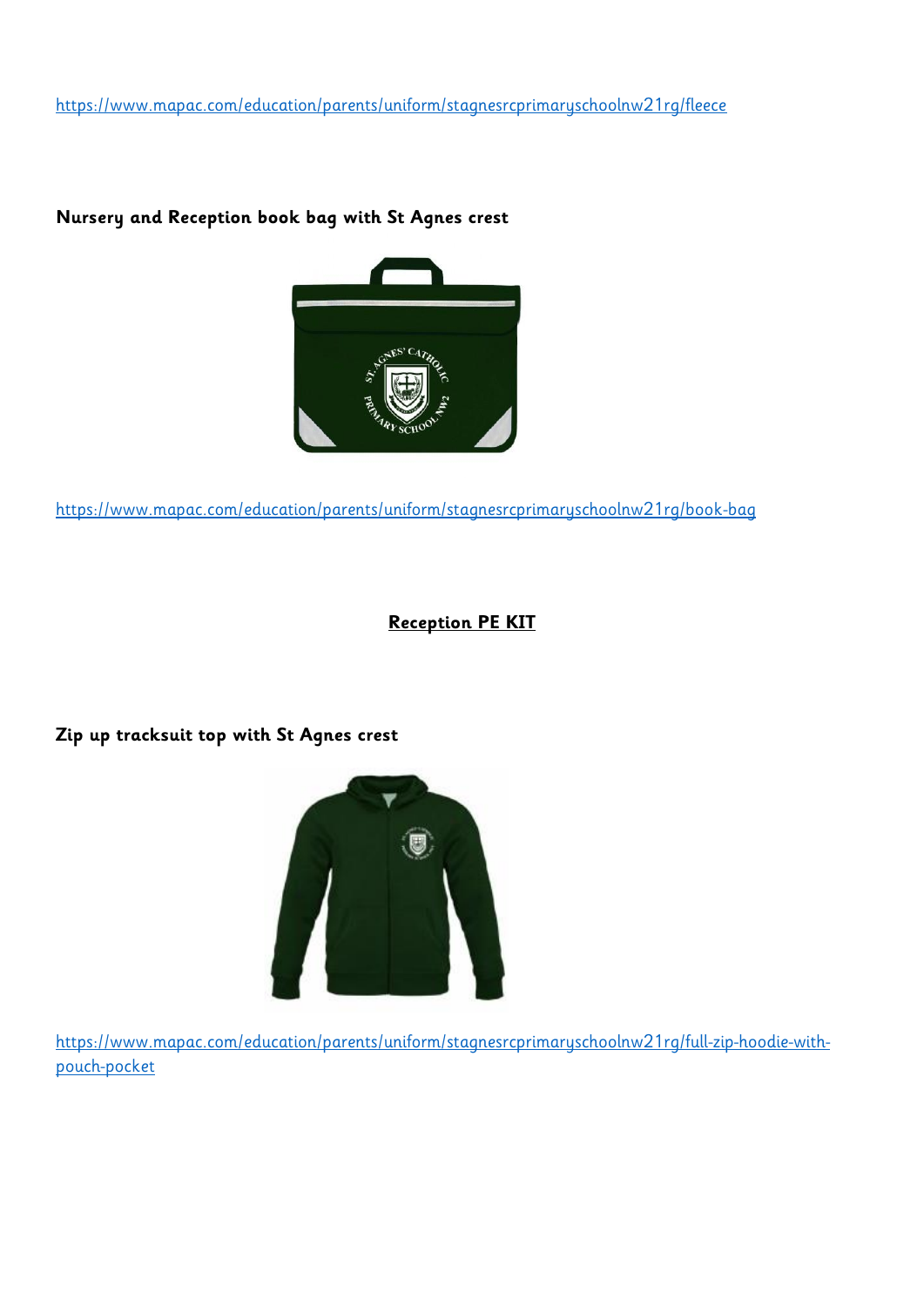https://www.mapac.com/education/parents/uniform/stagnesrcprimaryschoolnw21rg/fleece

**Nursery and Reception book bag with St Agnes crest**

https://www.mapac.com/education/parents/uniform/stagnesrcprimaryschoolnw21rg/book-bag

## Reception PE KIT

**Zip up tracksuit top with St Agnes crest**

https://www.mapac.com/education/parents/uniform/stagnesrcprimaryschoolnw21rg/full-zip-hoodie-with-pouch-pocket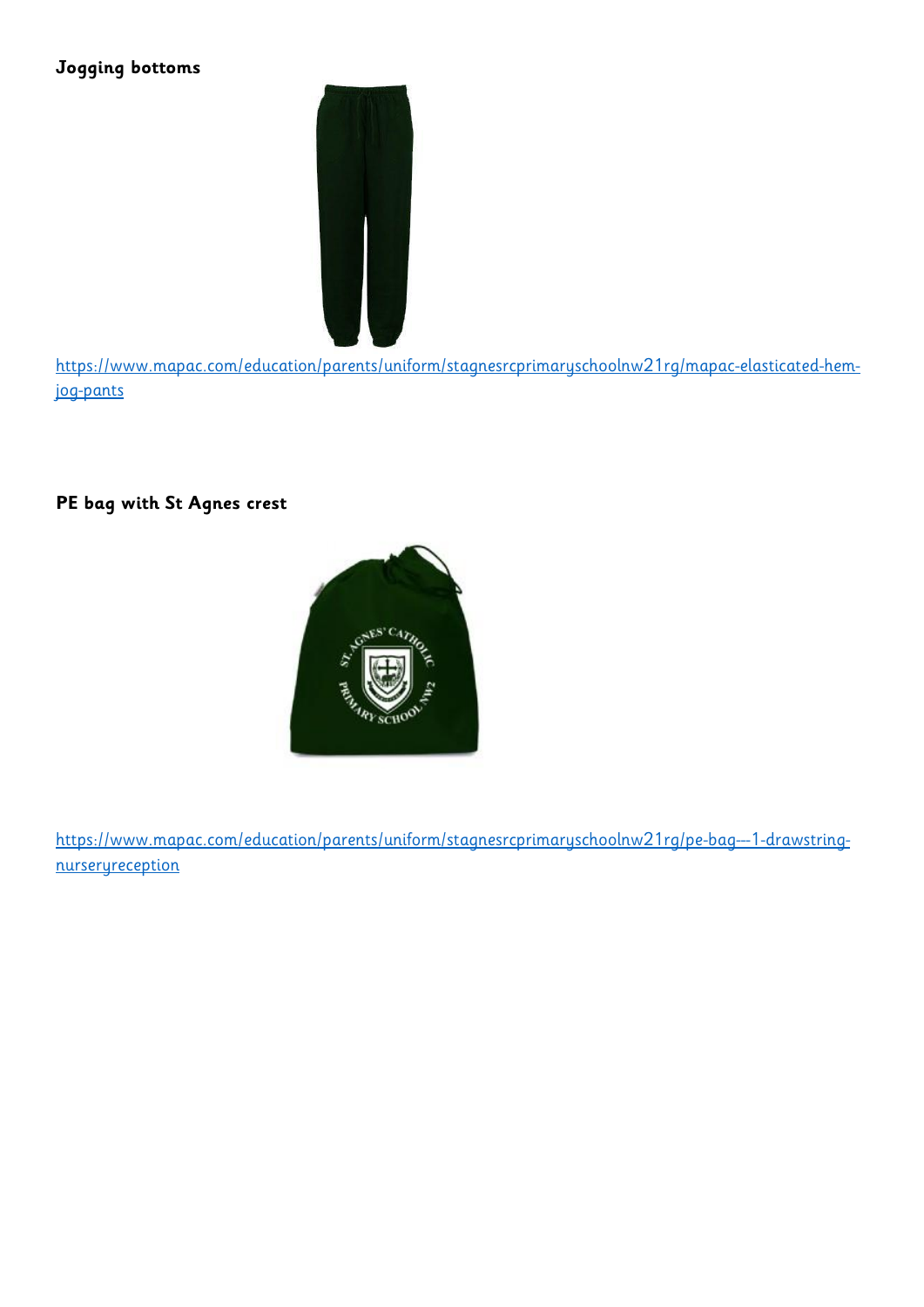**Jogging bottoms**

https://www.mapac.com/education/parents/uniform/stagnesrcprimaryschoolnw21rg/mapac-elasticated-hem-jog-pants

**PE bag with St Agnes crest**

https://www.mapac.com/education/parents/uniform/stagnesrcprimaryschoolnw21rg/pe-bag---1-drawstring-nurseryreception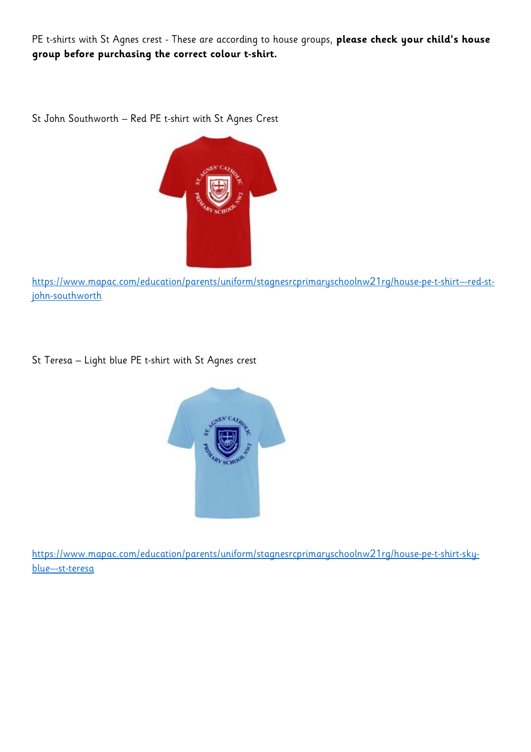PE t-shirts with St Agnes crest - These are according to house groups, **please check your child's house group before purchasing the correct colour t-shirt.**

St John Southworth – Red PE t-shirt with St Agnes Crest

https://www.mapac.com/education/parents/uniform/stagnesrcprimaryschoolnw21rg/house-pe-t-shirt---red-st-john-southworth

St Teresa – Light blue PE t-shirt with St Agnes crest

https://www.mapac.com/education/parents/uniform/stagnesrcprimaryschoolnw21rg/house-pe-t-shirt-sky-blue---st-teresa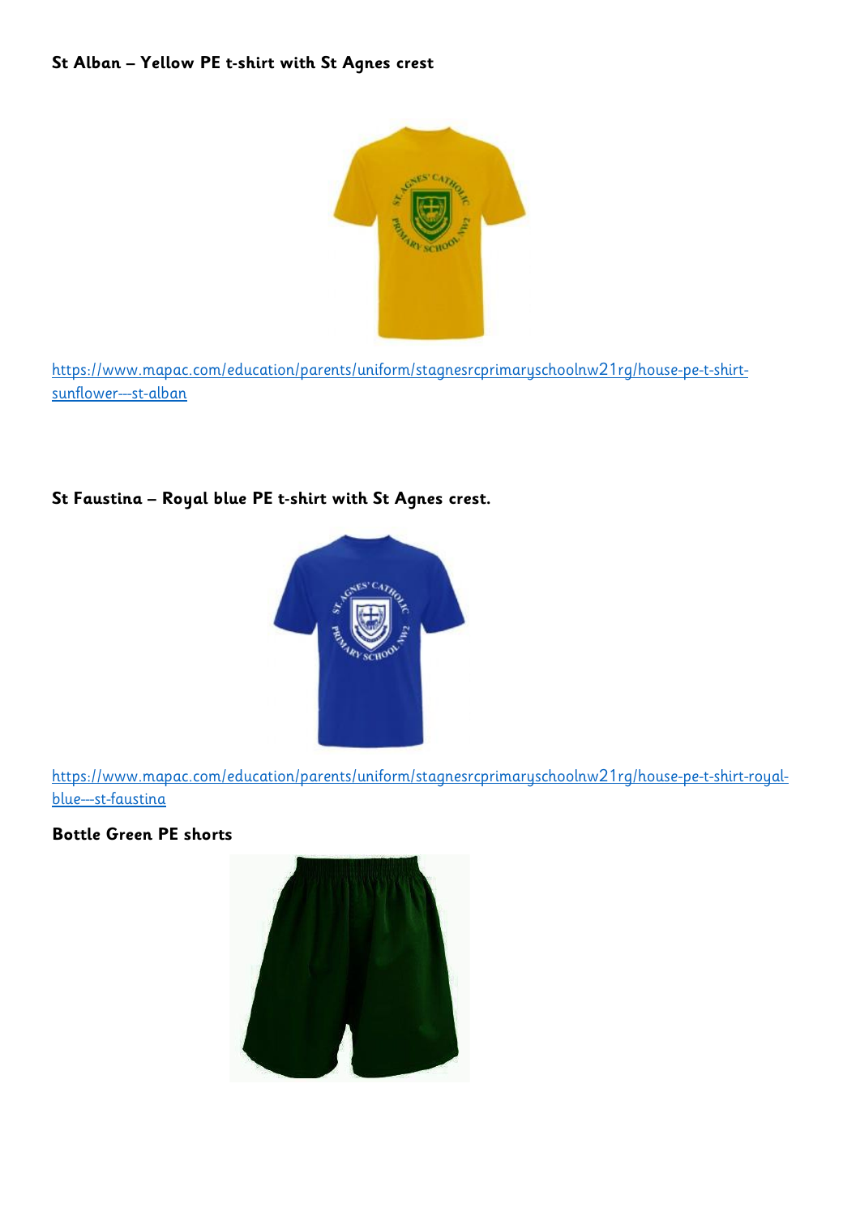**St Alban – Yellow PE t-shirt with St Agnes crest**

https://www.mapac.com/education/parents/uniform/stagnesrcprimaryschoolnw21rg/house-pe-t-shirt-sunflower---st-alban

**St Faustina – Royal blue PE t-shirt with St Agnes crest.**

https://www.mapac.com/education/parents/uniform/stagnesrcprimaryschoolnw21rg/house-pe-t-shirt-royal-blue---st-faustina

**Bottle Green PE shorts**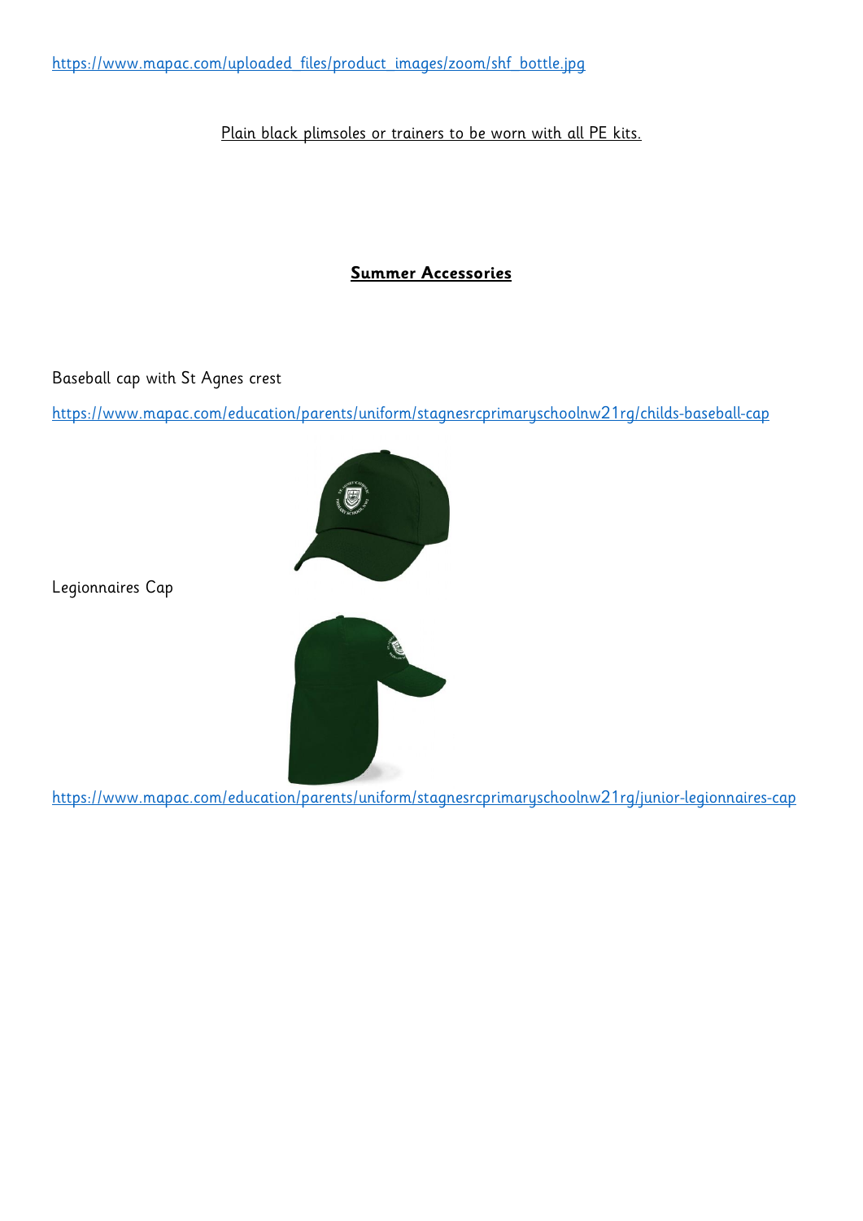https://www.mapac.com/uploaded_files/product_images/zoom/shf_bottle.jpg

Plain black plimsoles or trainers to be worn with all PE kits.

## Summer Accessories

Baseball cap with St Agnes crest

https://www.mapac.com/education/parents/uniform/stagnesrcprimaryschoolnw21rg/childs-baseball-cap

Legionnaires Cap

https://www.mapac.com/education/parents/uniform/stagnesrcprimaryschoolnw21rg/junior-legionnaires-cap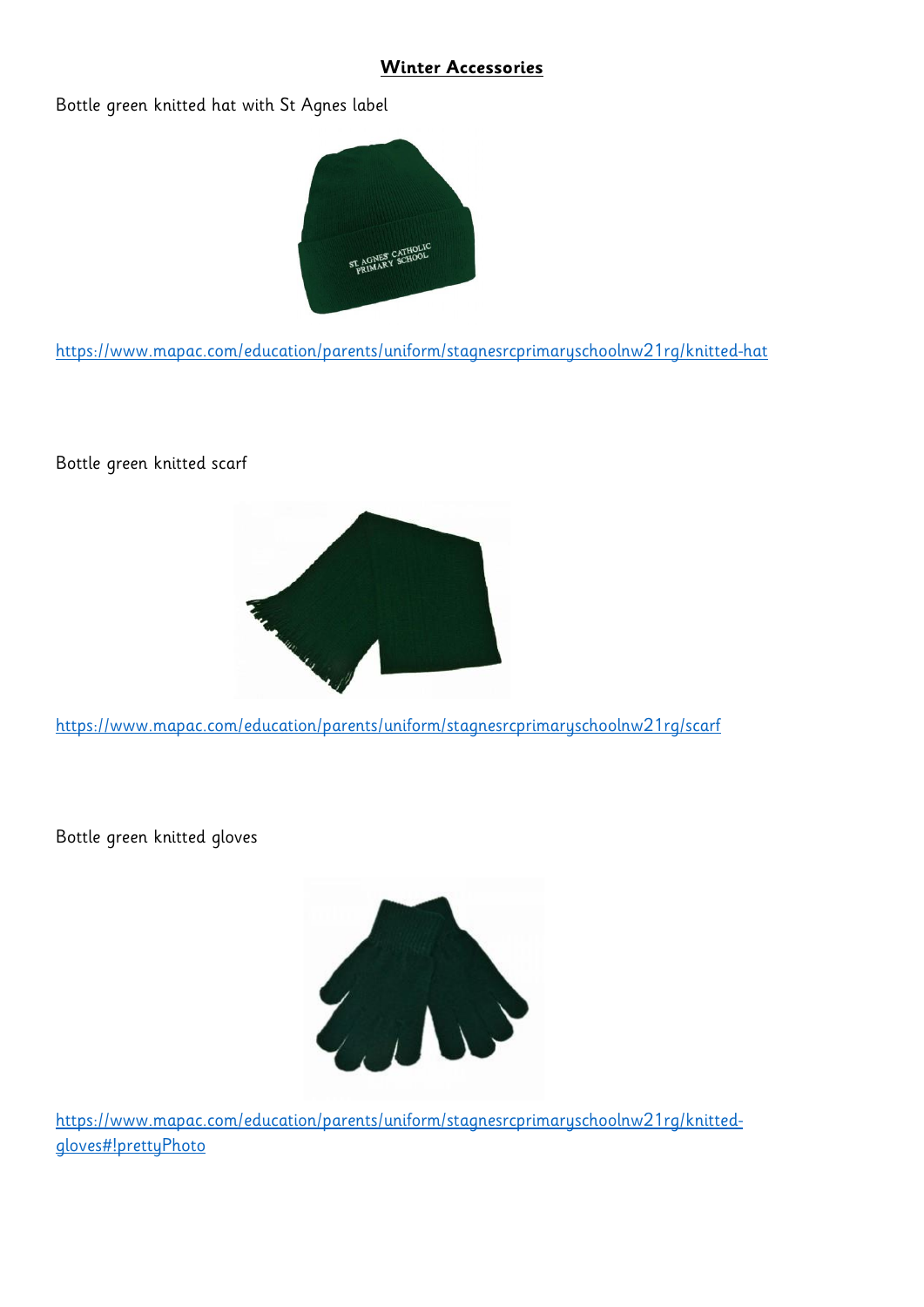## **Winter Accessories**

Bottle green knitted hat with St Agnes label

https://www.mapac.com/education/parents/uniform/stagnesrcprimaryschoolnw21rg/knitted-hat

Bottle green knitted scarf

https://www.mapac.com/education/parents/uniform/stagnesrcprimaryschoolnw21rg/scarf

Bottle green knitted gloves

https://www.mapac.com/education/parents/uniform/stagnesrcprimaryschoolnw21rg/knitted-gloves#!prettyPhoto